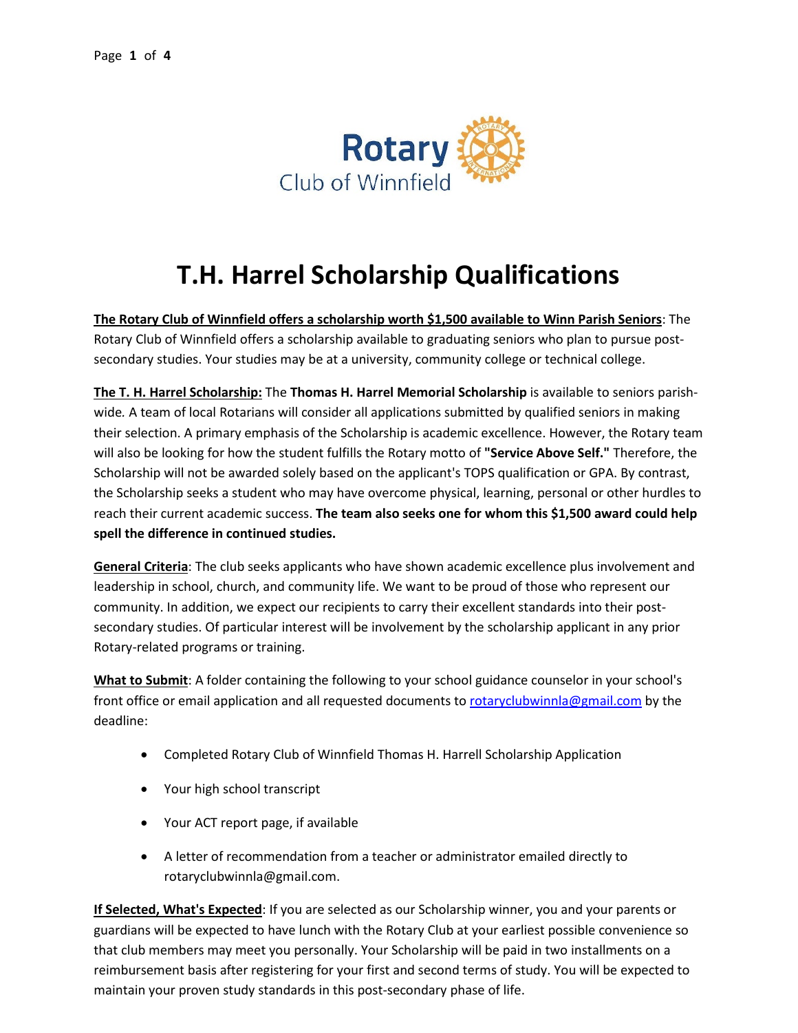Rotary Club of Winnfield

# T.H. Harrel Scholarship Qualifications

**The Rotary Club of Winnfield offers a scholarship worth $1,500 available to Winn Parish Seniors**: The Rotary Club of Winnfield offers a scholarship available to graduating seniors who plan to pursue post-secondary studies. Your studies may be at a university, community college or technical college.

**The T. H. Harrel Scholarship:** The **Thomas H. Harrel Memorial Scholarship** is available to seniors parish-wide. A team of local Rotarians will consider all applications submitted by qualified seniors in making their selection. A primary emphasis of the Scholarship is academic excellence. However, the Rotary team will also be looking for how the student fulfills the Rotary motto of **"Service Above Self."** Therefore, the Scholarship will not be awarded solely based on the applicant's TOPS qualification or GPA. By contrast, the Scholarship seeks a student who may have overcome physical, learning, personal or other hurdles to reach their current academic success. **The team also seeks one for whom this $1,500 award could help spell the difference in continued studies.**

**General Criteria**: The club seeks applicants who have shown academic excellence plus involvement and leadership in school, church, and community life. We want to be proud of those who represent our community. In addition, we expect our recipients to carry their excellent standards into their post-secondary studies. Of particular interest will be involvement by the scholarship applicant in any prior Rotary-related programs or training.

**What to Submit**: A folder containing the following to your school guidance counselor in your school's front office or email application and all requested documents to rotaryclubwinnla@gmail.com by the deadline:

- Completed Rotary Club of Winnfield Thomas H. Harrell Scholarship Application
- Your high school transcript
- Your ACT report page, if available
- A letter of recommendation from a teacher or administrator emailed directly to rotaryclubwinnla@gmail.com.

**If Selected, What's Expected**: If you are selected as our Scholarship winner, you and your parents or guardians will be expected to have lunch with the Rotary Club at your earliest possible convenience so that club members may meet you personally. Your Scholarship will be paid in two installments on a reimbursement basis after registering for your first and second terms of study. You will be expected to maintain your proven study standards in this post-secondary phase of life.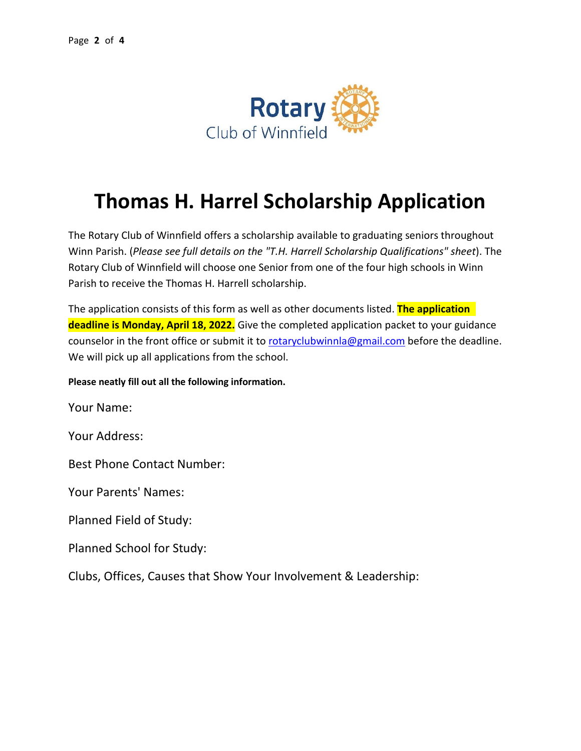Rotary
Club of Winnfield

# Thomas H. Harrel Scholarship Application

The Rotary Club of Winnfield offers a scholarship available to graduating seniors throughout Winn Parish. (*Please see full details on the "T.H. Harrell Scholarship Qualifications" sheet*). The Rotary Club of Winnfield will choose one Senior from one of the four high schools in Winn Parish to receive the Thomas H. Harrell scholarship.

The application consists of this form as well as other documents listed. **The application deadline is Monday, April 18, 2022.** Give the completed application packet to your guidance counselor in the front office or submit it to rotaryclubwinnla@gmail.com before the deadline. We will pick up all applications from the school.

**Please neatly fill out all the following information.**

Your Name:

Your Address:

Best Phone Contact Number:

Your Parents' Names:

Planned Field of Study:

Planned School for Study:

Clubs, Offices, Causes that Show Your Involvement & Leadership: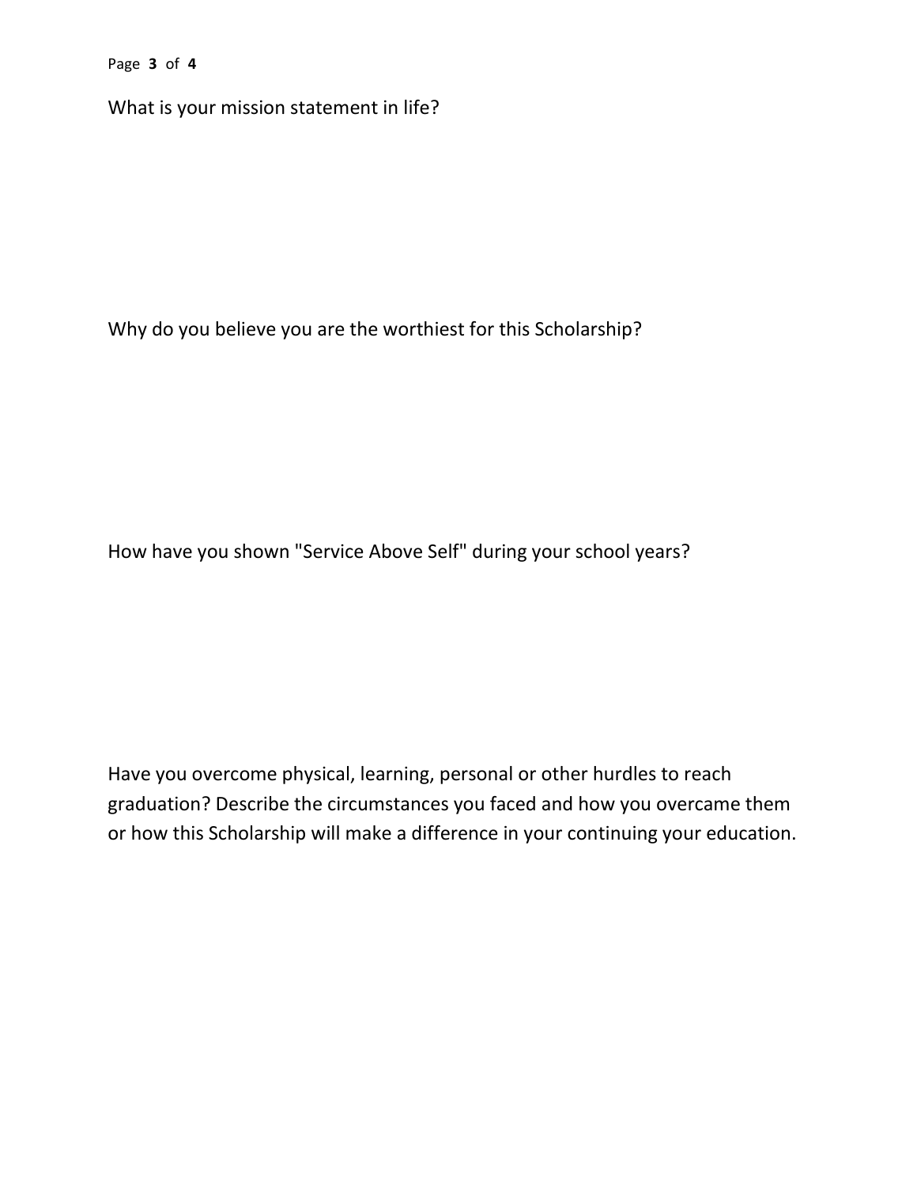What is your mission statement in life?

Why do you believe you are the worthiest for this Scholarship?

How have you shown "Service Above Self" during your school years?

Have you overcome physical, learning, personal or other hurdles to reach graduation? Describe the circumstances you faced and how you overcame them or how this Scholarship will make a difference in your continuing your education.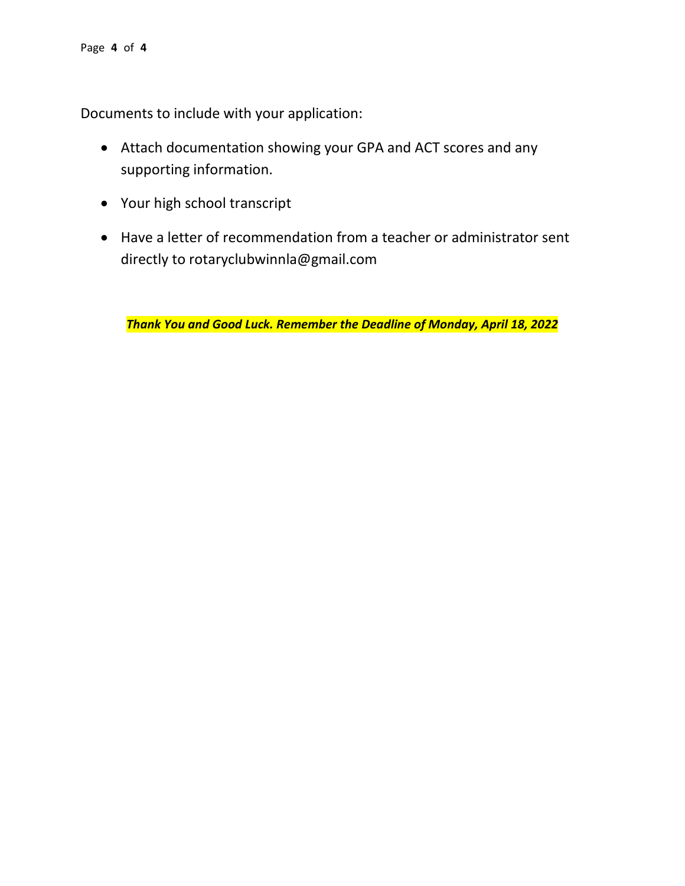Documents to include with your application:

- Attach documentation showing your GPA and ACT scores and any supporting information.
- Your high school transcript
- Have a letter of recommendation from a teacher or administrator sent directly to rotaryclubwinnla@gmail.com

***Thank You and Good Luck. Remember the Deadline of Monday, April 18, 2022***